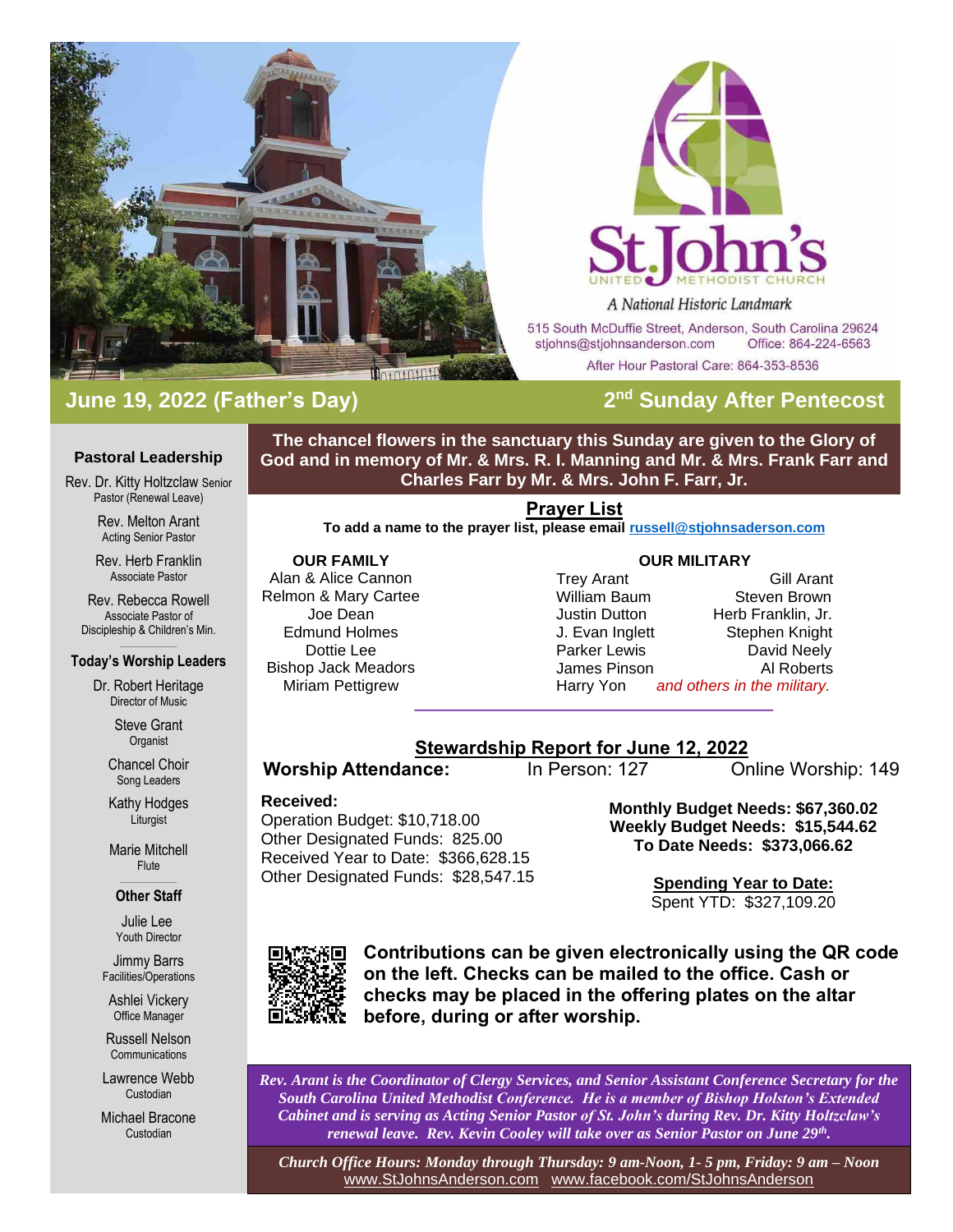# St. John's United Methodist Church

*A National Historic Landmark*

515 South McDuffie Street, Anderson, South Carolina 29624
stjohns@stjohnsanderson.com Office: 864-224-6563
After Hour Pastoral Care: 864-353-8536

## June 19, 2022 (Father's Day) — 2nd Sunday After Pentecost

### Pastoral Leadership

Rev. Dr. Kitty Holtzclaw Senior Pastor (Renewal Leave)

Rev. Melton Arant
Acting Senior Pastor

Rev. Herb Franklin
Associate Pastor

Rev. Rebecca Rowell
Associate Pastor of Discipleship & Children's Min.

### Today's Worship Leaders

Dr. Robert Heritage
Director of Music

Steve Grant
Organist

Chancel Choir
Song Leaders

Kathy Hodges
Liturgist

Marie Mitchell
Flute

### Other Staff

Julie Lee
Youth Director

Jimmy Barrs
Facilities/Operations

Ashlei Vickery
Office Manager

Russell Nelson
Communications

Lawrence Webb
Custodian

Michael Bracone
Custodian

---

**The chancel flowers in the sanctuary this Sunday are given to the Glory of God and in memory of Mr. & Mrs. R. I. Manning and Mr. & Mrs. Frank Farr and Charles Farr by Mr. & Mrs. John F. Farr, Jr.**

## Prayer List

**To add a name to the prayer list, please email russell@stjohnsaderson.com**

**OUR FAMILY**

Alan & Alice Cannon
Relmon & Mary Cartee
Joe Dean
Edmund Holmes
Dottie Lee
Bishop Jack Meadors
Miriam Pettigrew

**OUR MILITARY**

| | |
|---|---|
| Trey Arant | Gill Arant |
| William Baum | Steven Brown |
| Justin Dutton | Herb Franklin, Jr. |
| J. Evan Inglett | Stephen Knight |
| Parker Lewis | David Neely |
| James Pinson | Al Roberts |
| Harry Yon | *and others in the military.* |

## Stewardship Report for June 12, 2022

**Worship Attendance:** In Person: 127 Online Worship: 149

**Received:**
Operation Budget: $10,718.00
Other Designated Funds: 825.00
Received Year to Date: $366,628.15
Other Designated Funds: $28,547.15

**Monthly Budget Needs: $67,360.02**
**Weekly Budget Needs: $15,544.62**
**To Date Needs: $373,066.62**

**Spending Year to Date:**
Spent YTD: $327,109.20

**Contributions can be given electronically using the QR code on the left. Checks can be mailed to the office. Cash or checks may be placed in the offering plates on the altar before, during or after worship.**

*Rev. Arant is the Coordinator of Clergy Services, and Senior Assistant Conference Secretary for the South Carolina United Methodist Conference. He is a member of Bishop Holston's Extended Cabinet and is serving as Acting Senior Pastor of St. John's during Rev. Dr. Kitty Holtzclaw's renewal leave. Rev. Kevin Cooley will take over as Senior Pastor on June 29th.*

*Church Office Hours: Monday through Thursday: 9 am-Noon, 1- 5 pm, Friday: 9 am – Noon*
www.StJohnsAnderson.com www.facebook.com/StJohnsAnderson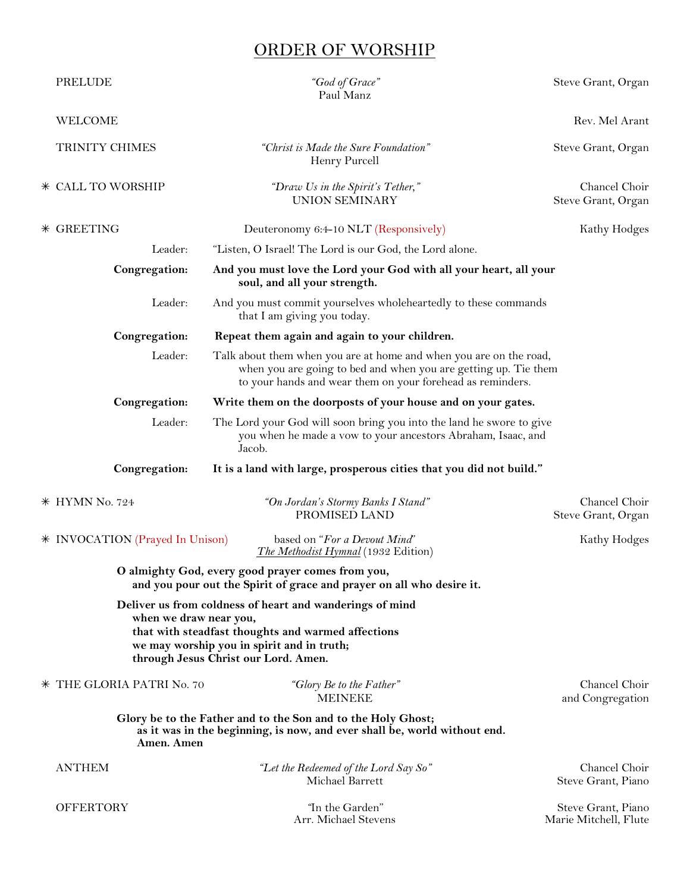# ORDER OF WORSHIP

PRELUDE — *"God of Grace"* Paul Manz — Steve Grant, Organ

WELCOME — Rev. Mel Arant

TRINITY CHIMES — *"Christ is Made the Sure Foundation"* Henry Purcell — Steve Grant, Organ

✳ CALL TO WORSHIP — *"Draw Us in the Spirit's Tether,"* UNION SEMINARY — Chancel Choir, Steve Grant, Organ

✳ GREETING — Deuteronomy 6:4-10 NLT (Responsively) — Kathy Hodges

Leader: "Listen, O Israel! The Lord is our God, the Lord alone.

**Congregation: And you must love the Lord your God with all your heart, all your soul, and all your strength.**

Leader: And you must commit yourselves wholeheartedly to these commands that I am giving you today.

**Congregation: Repeat them again and again to your children.**

Leader: Talk about them when you are at home and when you are on the road, when you are going to bed and when you are getting up. Tie them to your hands and wear them on your forehead as reminders.

**Congregation: Write them on the doorposts of your house and on your gates.**

Leader: The Lord your God will soon bring you into the land he swore to give you when he made a vow to your ancestors Abraham, Isaac, and Jacob.

**Congregation: It is a land with large, prosperous cities that you did not build."**

✳ HYMN No. 724 — *"On Jordan's Stormy Banks I Stand"* PROMISED LAND — Chancel Choir, Steve Grant, Organ

✳ INVOCATION (Prayed In Unison) — based on *"For a Devout Mind"* *The Methodist Hymnal* (1932 Edition) — Kathy Hodges

**O almighty God, every good prayer comes from you,**
**and you pour out the Spirit of grace and prayer on all who desire it.**

**Deliver us from coldness of heart and wanderings of mind**
**when we draw near you,**
**that with steadfast thoughts and warmed affections**
**we may worship you in spirit and in truth;**
**through Jesus Christ our Lord. Amen.**

✳ THE GLORIA PATRI No. 70 — *"Glory Be to the Father"* MEINEKE — Chancel Choir and Congregation

**Glory be to the Father and to the Son and to the Holy Ghost;**
**as it was in the beginning, is now, and ever shall be, world without end.**
**Amen. Amen**

ANTHEM — *"Let the Redeemed of the Lord Say So"* Michael Barrett — Chancel Choir, Steve Grant, Piano

OFFERTORY — "In the Garden" Arr. Michael Stevens — Steve Grant, Piano, Marie Mitchell, Flute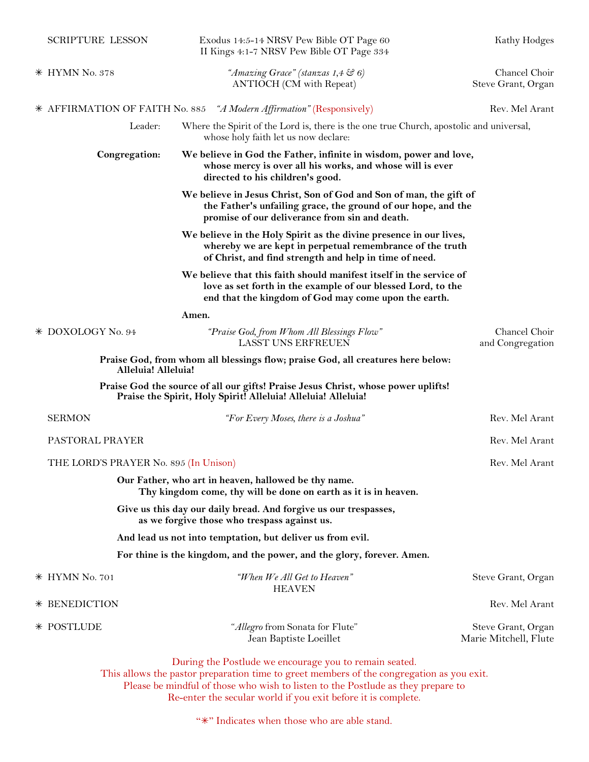SCRIPTURE LESSON — Exodus 14:5-14 NRSV Pew Bible OT Page 60 / II Kings 4:1-7 NRSV Pew Bible OT Page 334 — Kathy Hodges

✳ HYMN No. 378 — *"Amazing Grace" (stanzas 1,4 & 6)* / ANTIOCH (CM with Repeat) — Chancel Choir / Steve Grant, Organ

✳ AFFIRMATION OF FAITH No. 885 — *"A Modern Affirmation"* (Responsively) — Rev. Mel Arant

Leader: Where the Spirit of the Lord is, there is the one true Church, apostolic and universal, whose holy faith let us now declare:

**Congregation:** **We believe in God the Father, infinite in wisdom, power and love, whose mercy is over all his works, and whose will is ever directed to his children's good.**

**We believe in Jesus Christ, Son of God and Son of man, the gift of the Father's unfailing grace, the ground of our hope, and the promise of our deliverance from sin and death.**

**We believe in the Holy Spirit as the divine presence in our lives, whereby we are kept in perpetual remembrance of the truth of Christ, and find strength and help in time of need.**

**We believe that this faith should manifest itself in the service of love as set forth in the example of our blessed Lord, to the end that the kingdom of God may come upon the earth.**

**Amen.**

✳ DOXOLOGY No. 94 — *"Praise God, from Whom All Blessings Flow"* / LASST UNS ERFREUEN — Chancel Choir and Congregation

**Praise God, from whom all blessings flow; praise God, all creatures here below: Alleluia! Alleluia!**

**Praise God the source of all our gifts! Praise Jesus Christ, whose power uplifts! Praise the Spirit, Holy Spirit! Alleluia! Alleluia! Alleluia!**

SERMON — *"For Every Moses, there is a Joshua"* — Rev. Mel Arant

PASTORAL PRAYER — Rev. Mel Arant

THE LORD'S PRAYER No. 895 (In Unison) — Rev. Mel Arant

**Our Father, who art in heaven, hallowed be thy name. Thy kingdom come, thy will be done on earth as it is in heaven.**

**Give us this day our daily bread. And forgive us our trespasses, as we forgive those who trespass against us.**

**And lead us not into temptation, but deliver us from evil.**

**For thine is the kingdom, and the power, and the glory, forever. Amen.**

✳ HYMN No. 701 — *"When We All Get to Heaven"* / HEAVEN — Steve Grant, Organ

✳ BENEDICTION — Rev. Mel Arant

✳ POSTLUDE — "*Allegro* from Sonata for Flute" / Jean Baptiste Loeillet — Steve Grant, Organ / Marie Mitchell, Flute

During the Postlude we encourage you to remain seated.
This allows the pastor preparation time to greet members of the congregation as you exit.
Please be mindful of those who wish to listen to the Postlude as they prepare to
Re-enter the secular world if you exit before it is complete.

"✳" Indicates when those who are able stand.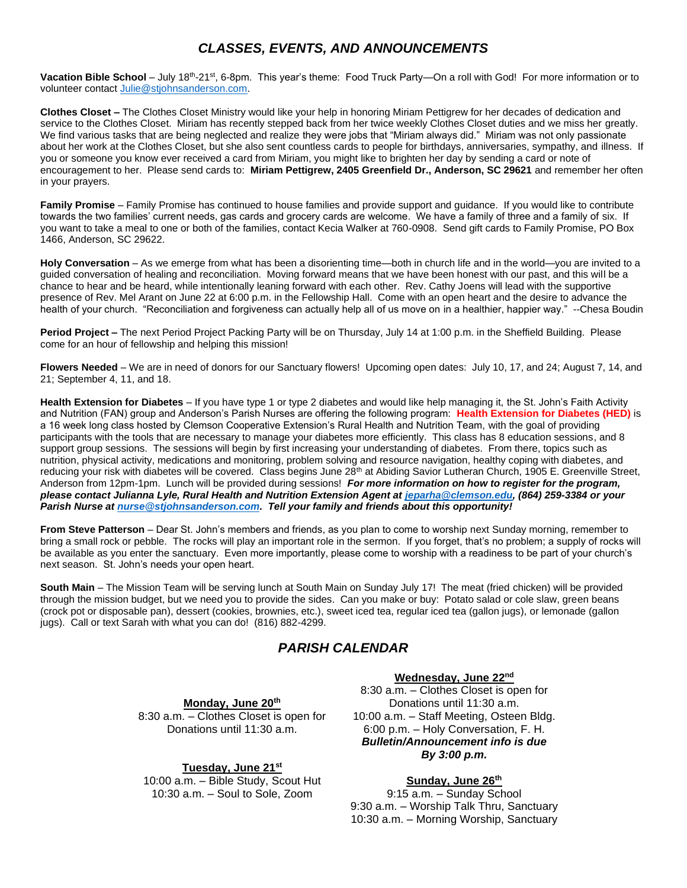## *CLASSES, EVENTS, AND ANNOUNCEMENTS*

**Vacation Bible School** – July 18th-21st, 6-8pm. This year's theme: Food Truck Party—On a roll with God! For more information or to volunteer contact Julie@stjohnsanderson.com.

**Clothes Closet –** The Clothes Closet Ministry would like your help in honoring Miriam Pettigrew for her decades of dedication and service to the Clothes Closet. Miriam has recently stepped back from her twice weekly Clothes Closet duties and we miss her greatly. We find various tasks that are being neglected and realize they were jobs that "Miriam always did." Miriam was not only passionate about her work at the Clothes Closet, but she also sent countless cards to people for birthdays, anniversaries, sympathy, and illness. If you or someone you know ever received a card from Miriam, you might like to brighten her day by sending a card or note of encouragement to her. Please send cards to: **Miriam Pettigrew, 2405 Greenfield Dr., Anderson, SC 29621** and remember her often in your prayers.

**Family Promise** – Family Promise has continued to house families and provide support and guidance. If you would like to contribute towards the two families' current needs, gas cards and grocery cards are welcome. We have a family of three and a family of six. If you want to take a meal to one or both of the families, contact Kecia Walker at 760-0908. Send gift cards to Family Promise, PO Box 1466, Anderson, SC 29622.

**Holy Conversation** – As we emerge from what has been a disorienting time—both in church life and in the world—you are invited to a guided conversation of healing and reconciliation. Moving forward means that we have been honest with our past, and this will be a chance to hear and be heard, while intentionally leaning forward with each other. Rev. Cathy Joens will lead with the supportive presence of Rev. Mel Arant on June 22 at 6:00 p.m. in the Fellowship Hall. Come with an open heart and the desire to advance the health of your church. "Reconciliation and forgiveness can actually help all of us move on in a healthier, happier way." --Chesa Boudin

**Period Project –** The next Period Project Packing Party will be on Thursday, July 14 at 1:00 p.m. in the Sheffield Building. Please come for an hour of fellowship and helping this mission!

**Flowers Needed** – We are in need of donors for our Sanctuary flowers! Upcoming open dates: July 10, 17, and 24; August 7, 14, and 21; September 4, 11, and 18.

**Health Extension for Diabetes** – If you have type 1 or type 2 diabetes and would like help managing it, the St. John's Faith Activity and Nutrition (FAN) group and Anderson's Parish Nurses are offering the following program: **Health Extension for Diabetes (HED)** is a 16 week long class hosted by Clemson Cooperative Extension's Rural Health and Nutrition Team, with the goal of providing participants with the tools that are necessary to manage your diabetes more efficiently. This class has 8 education sessions, and 8 support group sessions. The sessions will begin by first increasing your understanding of diabetes. From there, topics such as nutrition, physical activity, medications and monitoring, problem solving and resource navigation, healthy coping with diabetes, and reducing your risk with diabetes will be covered. Class begins June 28th at Abiding Savior Lutheran Church, 1905 E. Greenville Street, Anderson from 12pm-1pm. Lunch will be provided during sessions! ***For more information on how to register for the program, please contact Julianna Lyle, Rural Health and Nutrition Extension Agent at jeparha@clemson.edu, (864) 259-3384 or your Parish Nurse at nurse@stjohnsanderson.com. Tell your family and friends about this opportunity!***

**From Steve Patterson** – Dear St. John's members and friends, as you plan to come to worship next Sunday morning, remember to bring a small rock or pebble. The rocks will play an important role in the sermon. If you forget, that's no problem; a supply of rocks will be available as you enter the sanctuary. Even more importantly, please come to worship with a readiness to be part of your church's next season. St. John's needs your open heart.

**South Main** – The Mission Team will be serving lunch at South Main on Sunday July 17! The meat (fried chicken) will be provided through the mission budget, but we need you to provide the sides. Can you make or buy: Potato salad or cole slaw, green beans (crock pot or disposable pan), dessert (cookies, brownies, etc.), sweet iced tea, regular iced tea (gallon jugs), or lemonade (gallon jugs). Call or text Sarah with what you can do! (816) 882-4299.

## *PARISH CALENDAR*

**Monday, June 20th**
8:30 a.m. – Clothes Closet is open for Donations until 11:30 a.m.

**Tuesday, June 21st**
10:00 a.m. – Bible Study, Scout Hut
10:30 a.m. – Soul to Sole, Zoom

**Wednesday, June 22nd**
8:30 a.m. – Clothes Closet is open for Donations until 11:30 a.m.
10:00 a.m. – Staff Meeting, Osteen Bldg.
6:00 p.m. – Holy Conversation, F. H.
***Bulletin/Announcement info is due By 3:00 p.m.***

**Sunday, June 26th**
9:15 a.m. – Sunday School
9:30 a.m. – Worship Talk Thru, Sanctuary
10:30 a.m. – Morning Worship, Sanctuary